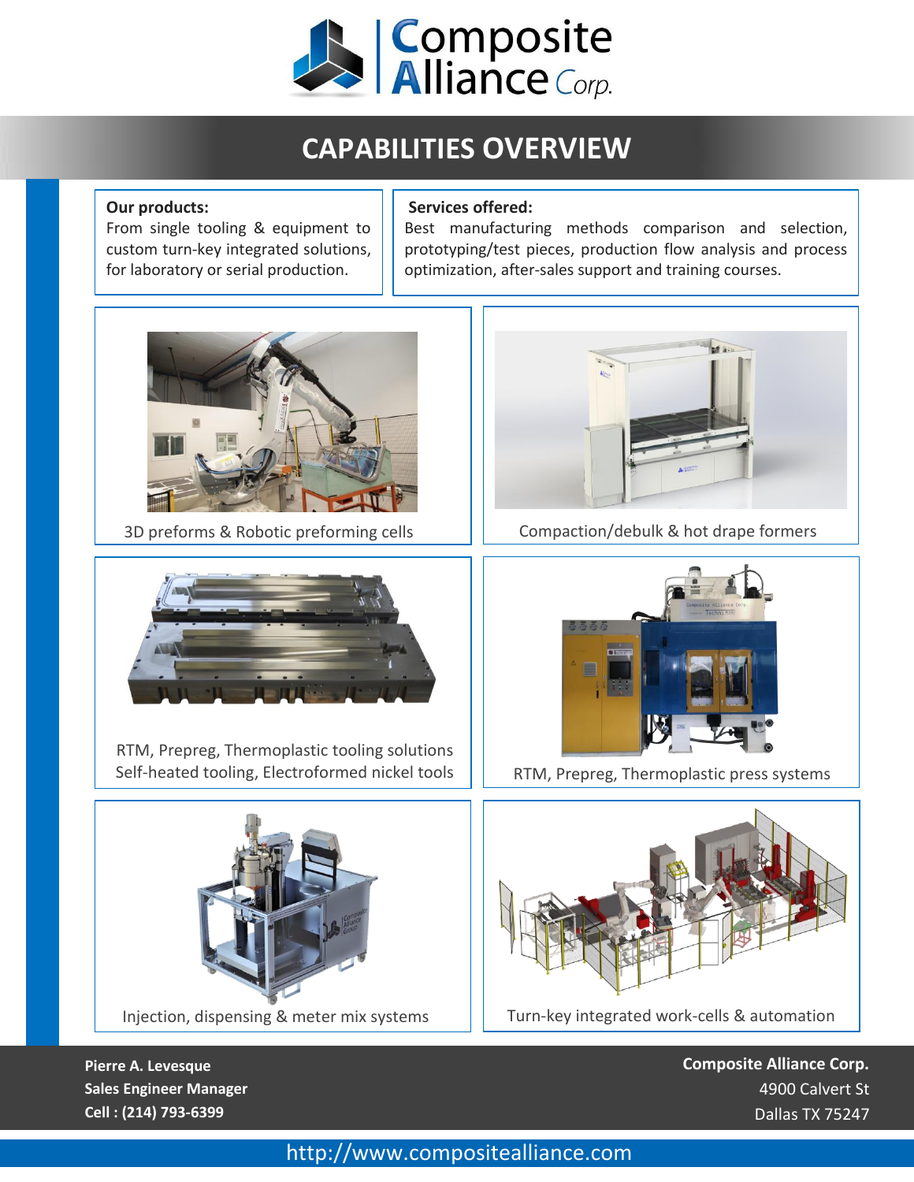# Composite Alliance Corp.

## CAPABILITIES OVERVIEW

**Our products:**
From single tooling & equipment to custom turn-key integrated solutions, for laboratory or serial production.

**Services offered:**
Best manufacturing methods comparison and selection, prototyping/test pieces, production flow analysis and process optimization, after-sales support and training courses.

3D preforms & Robotic preforming cells

Compaction/debulk & hot drape formers

RTM, Prepreg, Thermoplastic tooling solutions
Self-heated tooling, Electroformed nickel tools

RTM, Prepreg, Thermoplastic press systems

Injection, dispensing & meter mix systems

Turn-key integrated work-cells & automation

**Pierre A. Levesque**
**Sales Engineer Manager**
**Cell : (214) 793-6399**

**Composite Alliance Corp.**
4900 Calvert St
Dallas TX 75247

http://www.compositealliance.com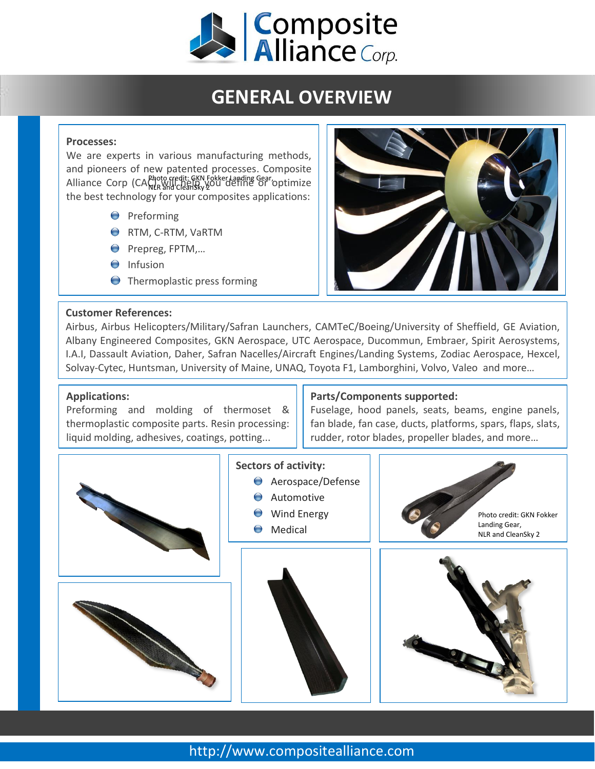# Composite Alliance Corp.

## GENERAL OVERVIEW

**Processes:**

We are experts in various manufacturing methods, and pioneers of new patented processes. Composite Alliance Corp (CAC) will help you define or optimize the best technology for your composites applications:

- Preforming
- RTM, C-RTM, VaRTM
- Prepreg, FPTM,…
- Infusion
- Thermoplastic press forming

**Customer References:**

Airbus, Airbus Helicopters/Military/Safran Launchers, CAMTeC/Boeing/University of Sheffield, GE Aviation, Albany Engineered Composites, GKN Aerospace, UTC Aerospace, Ducommun, Embraer, Spirit Aerosystems, I.A.I, Dassault Aviation, Daher, Safran Nacelles/Aircraft Engines/Landing Systems, Zodiac Aerospace, Hexcel, Solvay-Cytec, Huntsman, University of Maine, UNAQ, Toyota F1, Lamborghini, Volvo, Valeo and more…

**Applications:**

Preforming and molding of thermoset & thermoplastic composite parts. Resin processing: liquid molding, adhesives, coatings, potting...

**Parts/Components supported:**

Fuselage, hood panels, seats, beams, engine panels, fan blade, fan case, ducts, platforms, spars, flaps, slats, rudder, rotor blades, propeller blades, and more…

**Sectors of activity:**

- Aerospace/Defense
- Automotive
- Wind Energy
- Medical

Photo credit: GKN Fokker Landing Gear, NLR and CleanSky 2

http://www.compositealliance.com